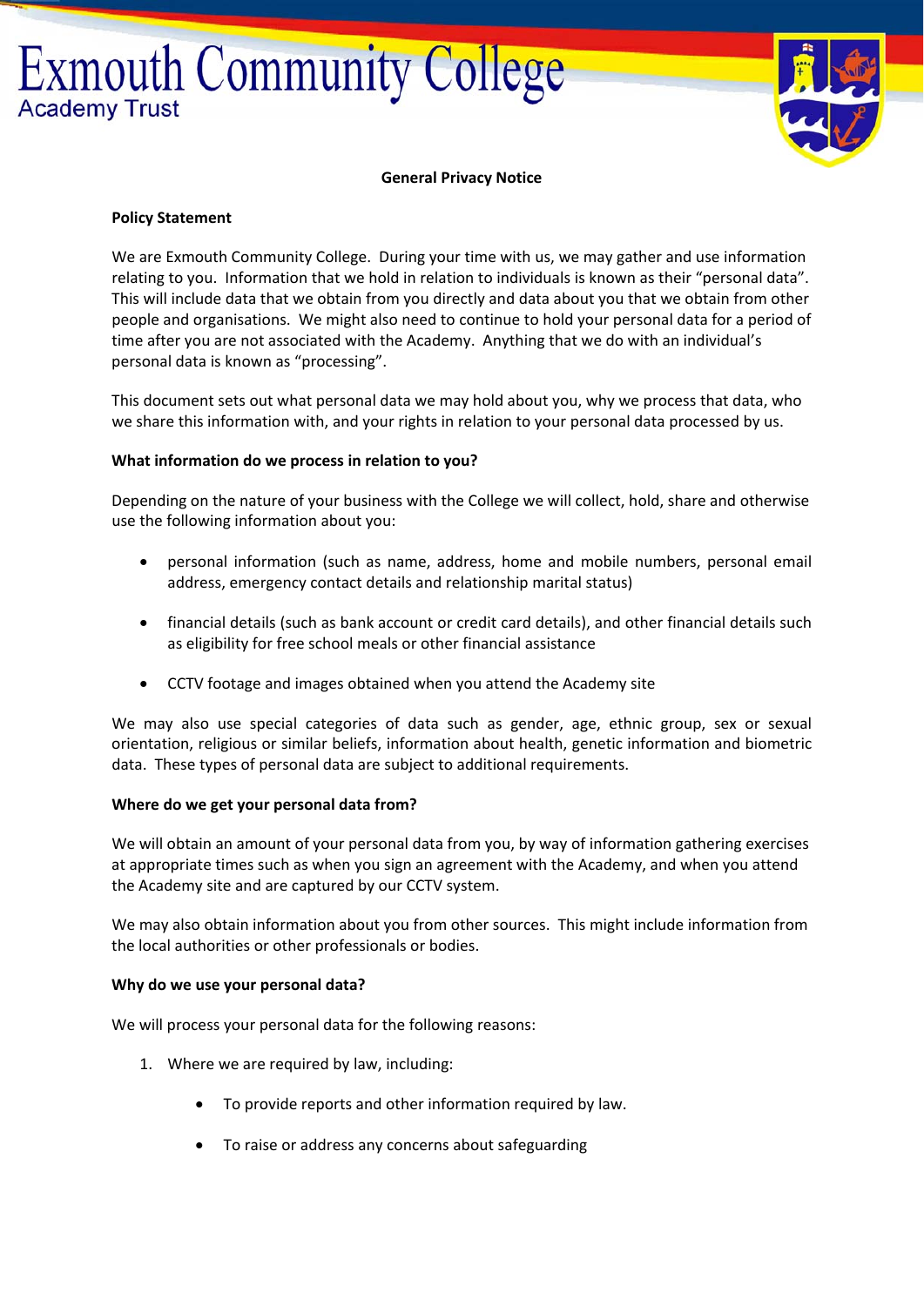# Exmouth Community College

Academy Trust

## General Privacy Notice

### Policy Statement

We are Exmouth Community College. During your time with us, we may gather and use information relating to you. Information that we hold in relation to individuals is known as their "personal data". This will include data that we obtain from you directly and data about you that we obtain from other people and organisations. We might also need to continue to hold your personal data for a period of time after you are not associated with the Academy. Anything that we do with an individual's personal data is known as "processing".

This document sets out what personal data we may hold about you, why we process that data, who we share this information with, and your rights in relation to your personal data processed by us.

### What information do we process in relation to you?

Depending on the nature of your business with the College we will collect, hold, share and otherwise use the following information about you:

- personal information (such as name, address, home and mobile numbers, personal email address, emergency contact details and relationship marital status)
- financial details (such as bank account or credit card details), and other financial details such as eligibility for free school meals or other financial assistance
- CCTV footage and images obtained when you attend the Academy site

We may also use special categories of data such as gender, age, ethnic group, sex or sexual orientation, religious or similar beliefs, information about health, genetic information and biometric data. These types of personal data are subject to additional requirements.

### Where do we get your personal data from?

We will obtain an amount of your personal data from you, by way of information gathering exercises at appropriate times such as when you sign an agreement with the Academy, and when you attend the Academy site and are captured by our CCTV system.

We may also obtain information about you from other sources. This might include information from the local authorities or other professionals or bodies.

### Why do we use your personal data?

We will process your personal data for the following reasons:

1. Where we are required by law, including:
   - To provide reports and other information required by law.
   - To raise or address any concerns about safeguarding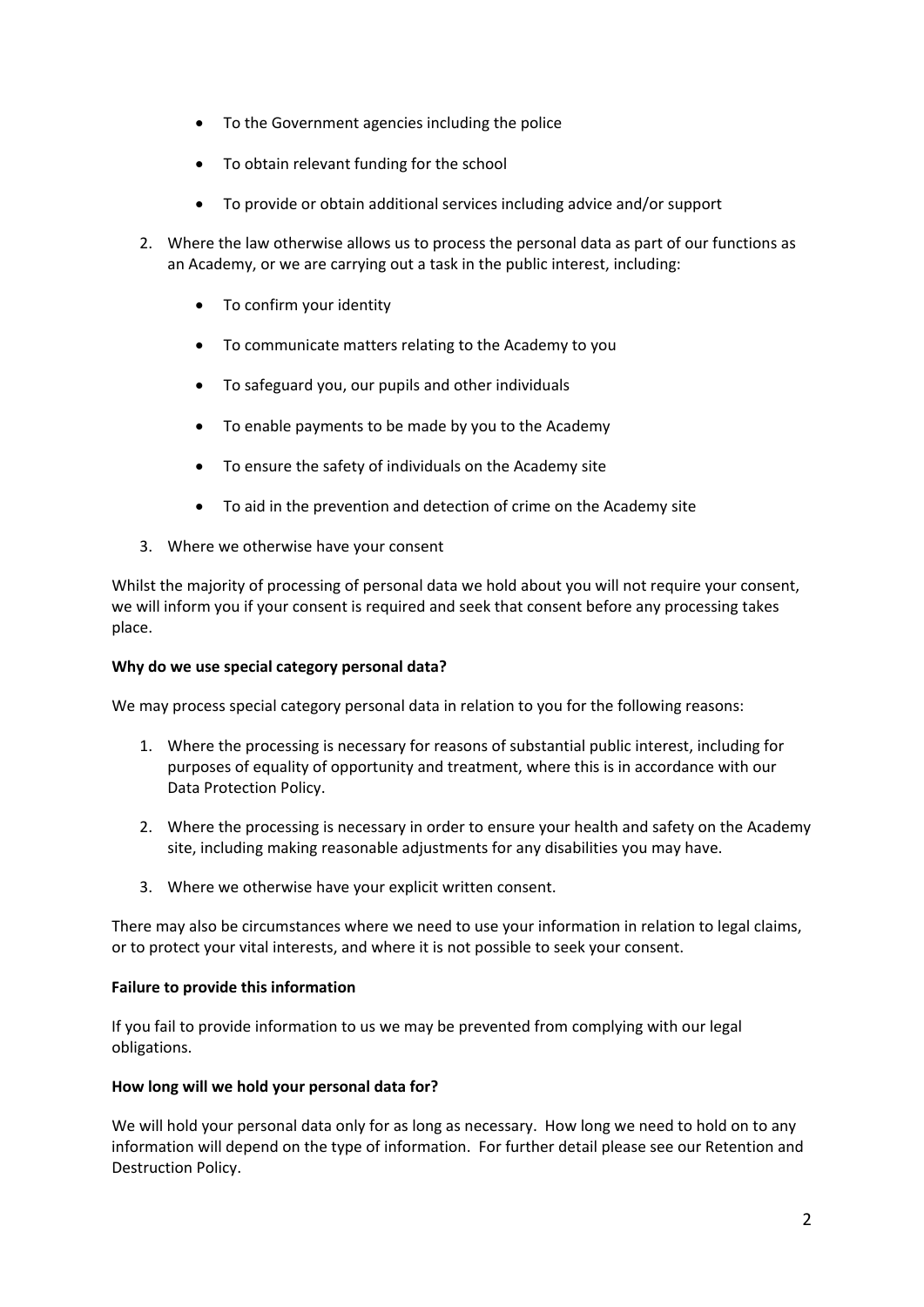- To the Government agencies including the police
- To obtain relevant funding for the school
- To provide or obtain additional services including advice and/or support

2. Where the law otherwise allows us to process the personal data as part of our functions as an Academy, or we are carrying out a task in the public interest, including:

   - To confirm your identity
   - To communicate matters relating to the Academy to you
   - To safeguard you, our pupils and other individuals
   - To enable payments to be made by you to the Academy
   - To ensure the safety of individuals on the Academy site
   - To aid in the prevention and detection of crime on the Academy site

3. Where we otherwise have your consent

Whilst the majority of processing of personal data we hold about you will not require your consent, we will inform you if your consent is required and seek that consent before any processing takes place.

**Why do we use special category personal data?**

We may process special category personal data in relation to you for the following reasons:

1. Where the processing is necessary for reasons of substantial public interest, including for purposes of equality of opportunity and treatment, where this is in accordance with our Data Protection Policy.
2. Where the processing is necessary in order to ensure your health and safety on the Academy site, including making reasonable adjustments for any disabilities you may have.
3. Where we otherwise have your explicit written consent.

There may also be circumstances where we need to use your information in relation to legal claims, or to protect your vital interests, and where it is not possible to seek your consent.

**Failure to provide this information**

If you fail to provide information to us we may be prevented from complying with our legal obligations.

**How long will we hold your personal data for?**

We will hold your personal data only for as long as necessary. How long we need to hold on to any information will depend on the type of information. For further detail please see our Retention and Destruction Policy.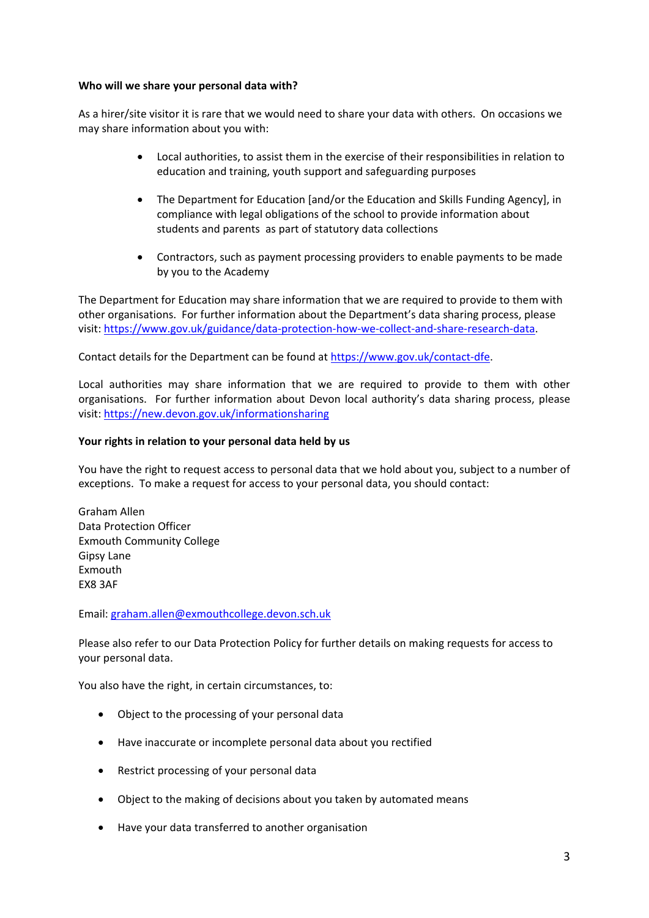**Who will we share your personal data with?**

As a hirer/site visitor it is rare that we would need to share your data with others. On occasions we may share information about you with:

- Local authorities, to assist them in the exercise of their responsibilities in relation to education and training, youth support and safeguarding purposes
- The Department for Education [and/or the Education and Skills Funding Agency], in compliance with legal obligations of the school to provide information about students and parents as part of statutory data collections
- Contractors, such as payment processing providers to enable payments to be made by you to the Academy

The Department for Education may share information that we are required to provide to them with other organisations. For further information about the Department's data sharing process, please visit: https://www.gov.uk/guidance/data-protection-how-we-collect-and-share-research-data.

Contact details for the Department can be found at https://www.gov.uk/contact-dfe.

Local authorities may share information that we are required to provide to them with other organisations. For further information about Devon local authority's data sharing process, please visit: https://new.devon.gov.uk/informationsharing

**Your rights in relation to your personal data held by us**

You have the right to request access to personal data that we hold about you, subject to a number of exceptions. To make a request for access to your personal data, you should contact:

Graham Allen
Data Protection Officer
Exmouth Community College
Gipsy Lane
Exmouth
EX8 3AF

Email: graham.allen@exmouthcollege.devon.sch.uk

Please also refer to our Data Protection Policy for further details on making requests for access to your personal data.

You also have the right, in certain circumstances, to:

- Object to the processing of your personal data
- Have inaccurate or incomplete personal data about you rectified
- Restrict processing of your personal data
- Object to the making of decisions about you taken by automated means
- Have your data transferred to another organisation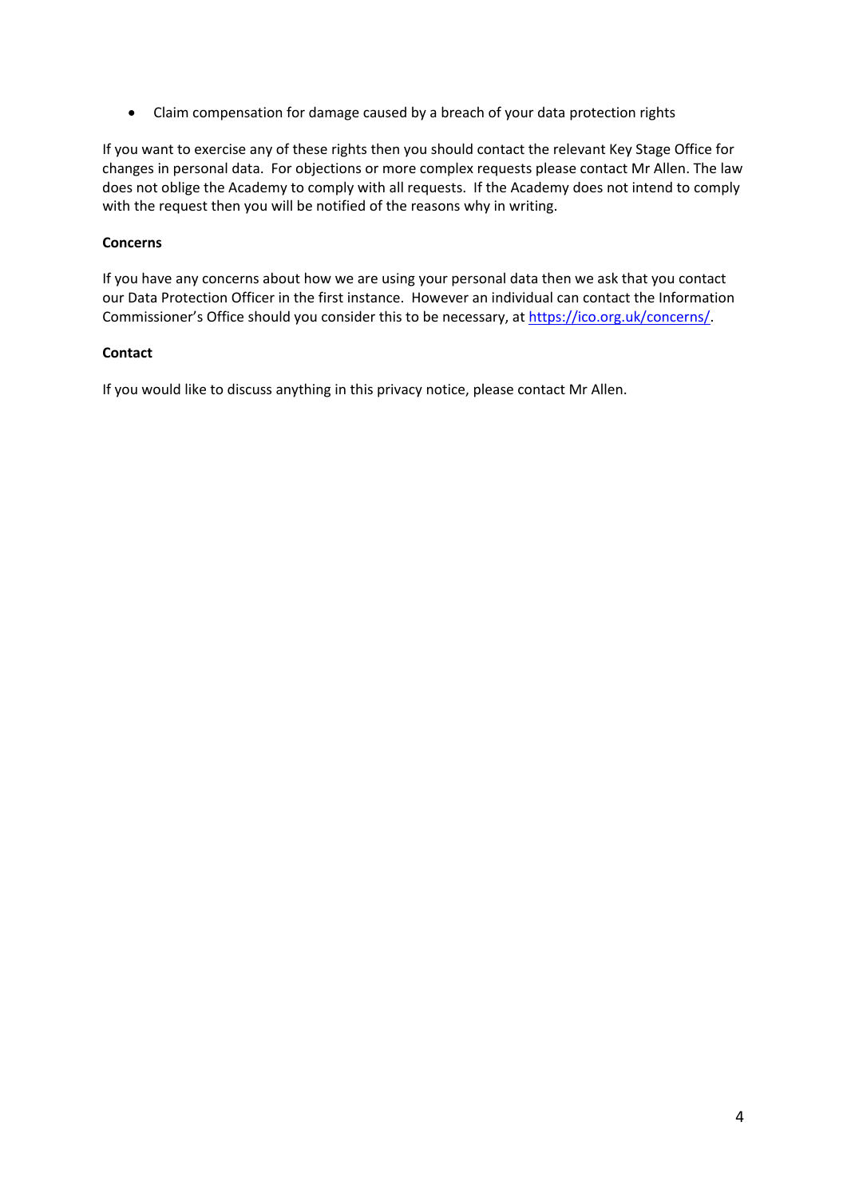- Claim compensation for damage caused by a breach of your data protection rights

If you want to exercise any of these rights then you should contact the relevant Key Stage Office for changes in personal data. For objections or more complex requests please contact Mr Allen. The law does not oblige the Academy to comply with all requests. If the Academy does not intend to comply with the request then you will be notified of the reasons why in writing.

**Concerns**

If you have any concerns about how we are using your personal data then we ask that you contact our Data Protection Officer in the first instance. However an individual can contact the Information Commissioner's Office should you consider this to be necessary, at https://ico.org.uk/concerns/.

**Contact**

If you would like to discuss anything in this privacy notice, please contact Mr Allen.